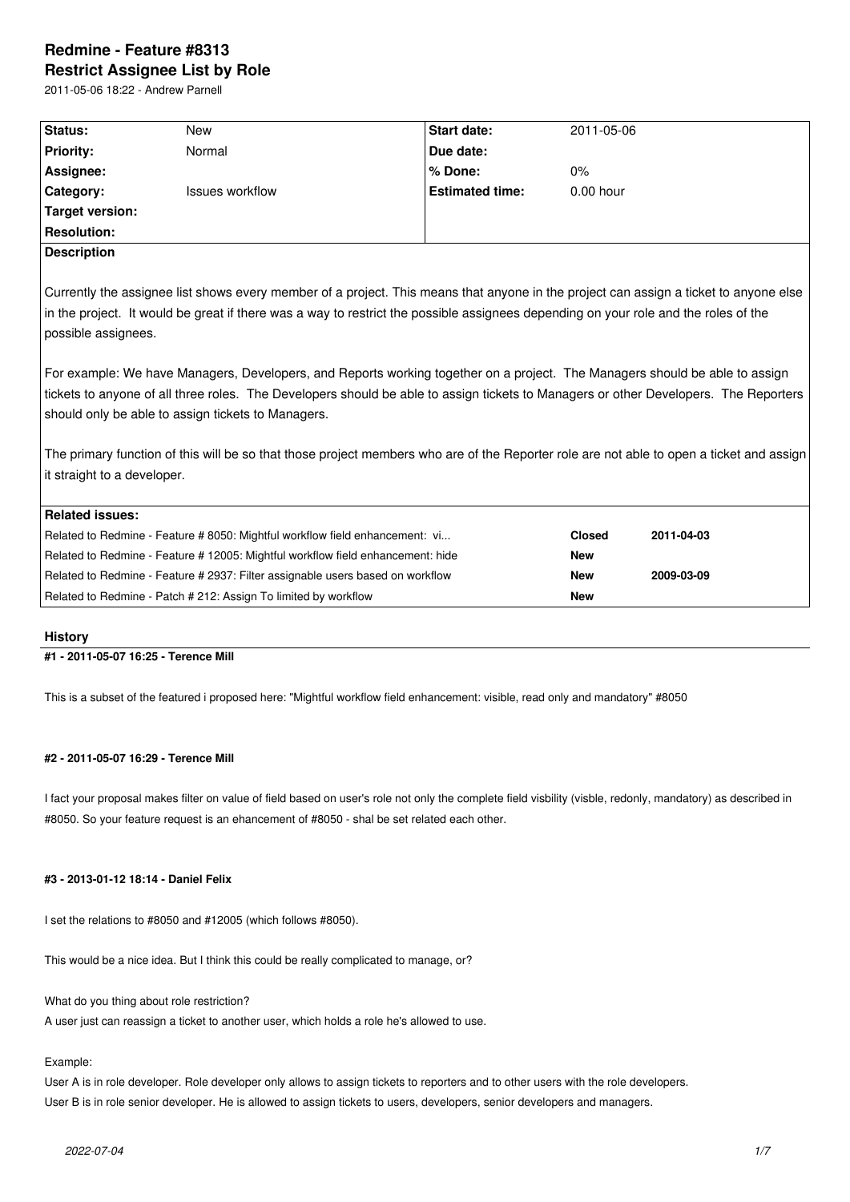# Redmine - Feature #8313
## Restrict Assignee List by Role

2011-05-06 18:22 - Andrew Parnell

| Status: | New | Start date: | 2011-05-06 |
|---|---|---|---|
| Priority: | Normal | Due date: | |
| Assignee: | | % Done: | 0% |
| Category: | Issues workflow | Estimated time: | 0.00 hour |
| Target version: | | | |
| Resolution: | | | |

**Description**

Currently the assignee list shows every member of a project. This means that anyone in the project can assign a ticket to anyone else in the project. It would be great if there was a way to restrict the possible assignees depending on your role and the roles of the possible assignees.

For example: We have Managers, Developers, and Reports working together on a project. The Managers should be able to assign tickets to anyone of all three roles. The Developers should be able to assign tickets to Managers or other Developers. The Reporters should only be able to assign tickets to Managers.

The primary function of this will be so that those project members who are of the Reporter role are not able to open a ticket and assign it straight to a developer.

**Related issues:**

| | | |
|---|---|---|
| Related to Redmine - Feature # 8050: Mightful workflow field enhancement: vi... | Closed | 2011-04-03 |
| Related to Redmine - Feature # 12005: Mightful workflow field enhancement: hide | New | |
| Related to Redmine - Feature # 2937: Filter assignable users based on workflow | New | 2009-03-09 |
| Related to Redmine - Patch # 212: Assign To limited by workflow | New | |

## History

### #1 - 2011-05-07 16:25 - Terence Mill

This is a subset of the featured i proposed here: "Mightful workflow field enhancement: visible, read only and mandatory" #8050

### #2 - 2011-05-07 16:29 - Terence Mill

I fact your proposal makes filter on value of field based on user's role not only the complete field visbility (visble, redonly, mandatory) as described in #8050. So your feature request is an ehancement of #8050 - shal be set related each other.

### #3 - 2013-01-12 18:14 - Daniel Felix

I set the relations to #8050 and #12005 (which follows #8050).

This would be a nice idea. But I think this could be really complicated to manage, or?

What do you thing about role restriction?
A user just can reassign a ticket to another user, which holds a role he's allowed to use.

Example:
User A is in role developer. Role developer only allows to assign tickets to reporters and to other users with the role developers.
User B is in role senior developer. He is allowed to assign tickets to users, developers, senior developers and managers.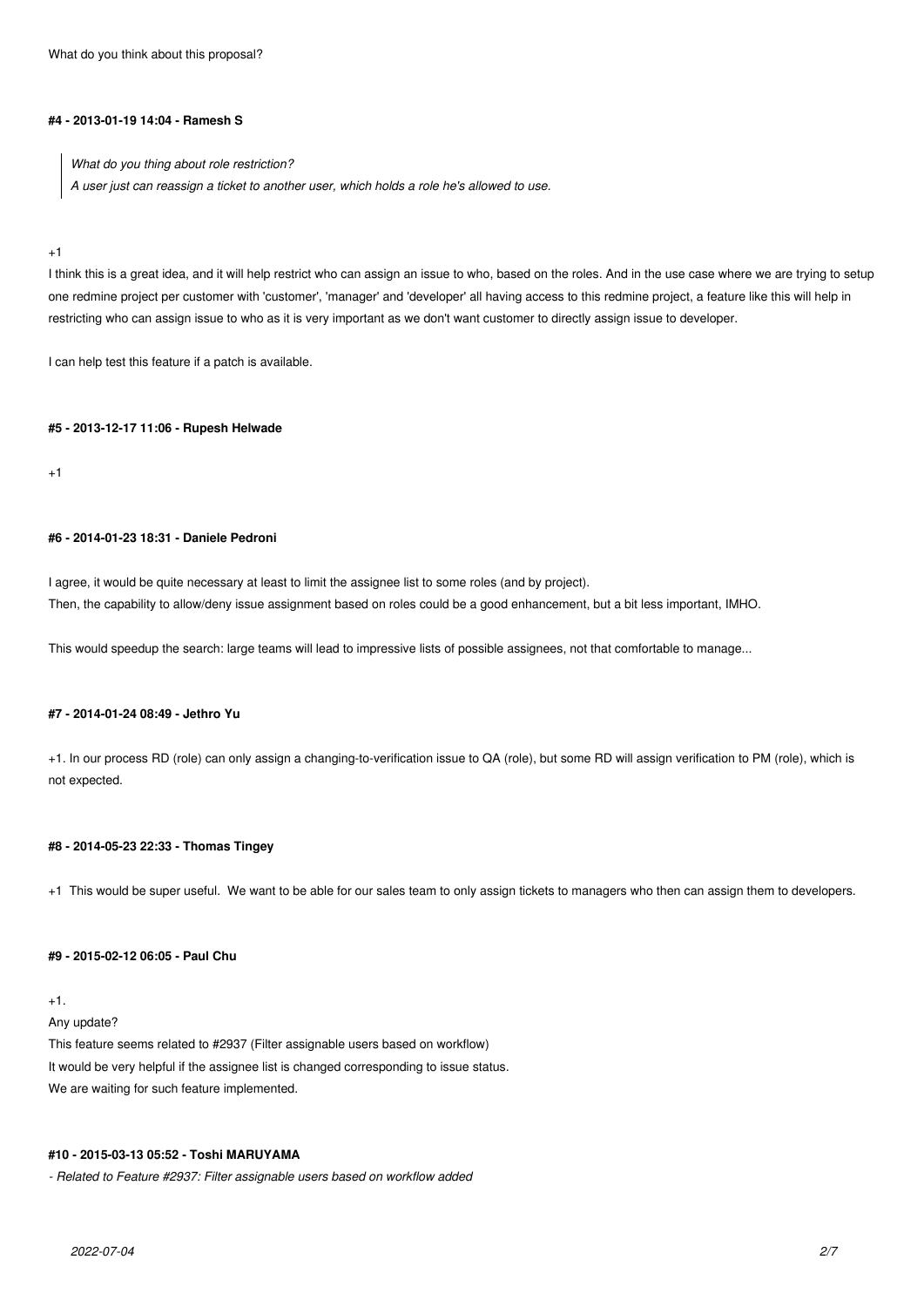What do you think about this proposal?

#### #4 - 2013-01-19 14:04 - Ramesh S

> *What do you thing about role restriction?*
> *A user just can reassign a ticket to another user, which holds a role he's allowed to use.*

+1
I think this is a great idea, and it will help restrict who can assign an issue to who, based on the roles. And in the use case where we are trying to setup one redmine project per customer with 'customer', 'manager' and 'developer' all having access to this redmine project, a feature like this will help in restricting who can assign issue to who as it is very important as we don't want customer to directly assign issue to developer.

I can help test this feature if a patch is available.

#### #5 - 2013-12-17 11:06 - Rupesh Helwade

+1

#### #6 - 2014-01-23 18:31 - Daniele Pedroni

I agree, it would be quite necessary at least to limit the assignee list to some roles (and by project).
Then, the capability to allow/deny issue assignment based on roles could be a good enhancement, but a bit less important, IMHO.

This would speedup the search: large teams will lead to impressive lists of possible assignees, not that comfortable to manage...

#### #7 - 2014-01-24 08:49 - Jethro Yu

+1. In our process RD (role) can only assign a changing-to-verification issue to QA (role), but some RD will assign verification to PM (role), which is not expected.

#### #8 - 2014-05-23 22:33 - Thomas Tingey

+1 This would be super useful. We want to be able for our sales team to only assign tickets to managers who then can assign them to developers.

#### #9 - 2015-02-12 06:05 - Paul Chu

+1.
Any update?
This feature seems related to #2937 (Filter assignable users based on workflow)
It would be very helpful if the assignee list is changed corresponding to issue status.
We are waiting for such feature implemented.

#### #10 - 2015-03-13 05:52 - Toshi MARUYAMA

*- Related to Feature #2937: Filter assignable users based on workflow added*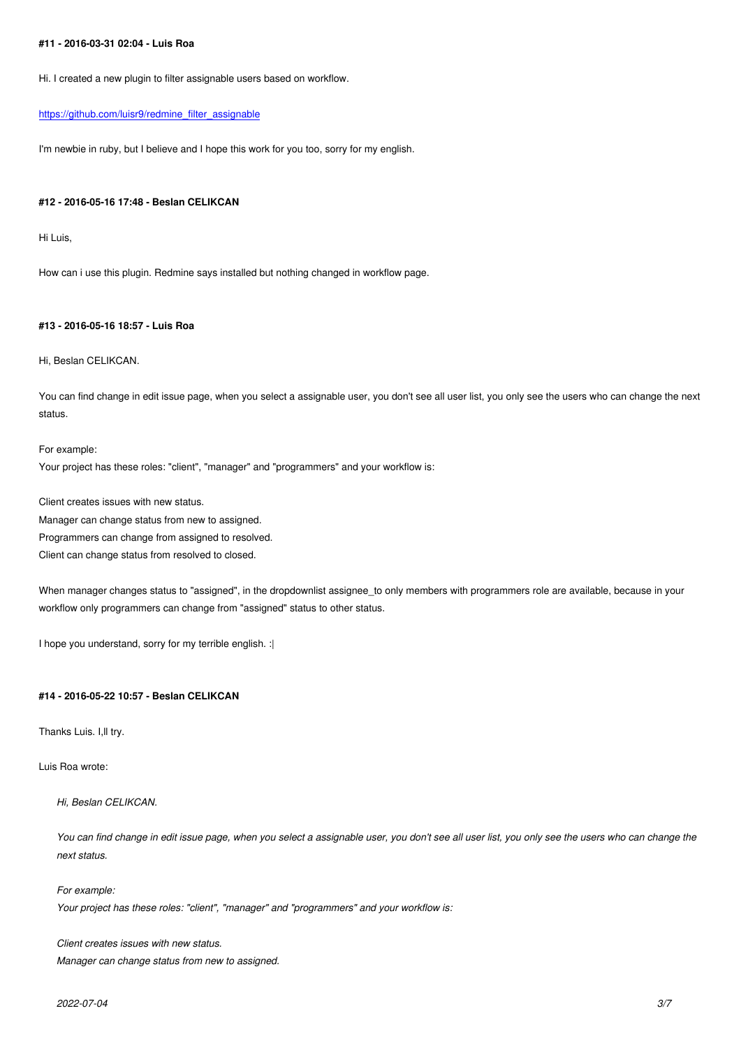#### #11 - 2016-03-31 02:04 - Luis Roa

Hi. I created a new plugin to filter assignable users based on workflow.

https://github.com/luisr9/redmine_filter_assignable

I'm newbie in ruby, but I believe and I hope this work for you too, sorry for my english.

#### #12 - 2016-05-16 17:48 - Beslan CELIKCAN

Hi Luis,

How can i use this plugin. Redmine says installed but nothing changed in workflow page.

#### #13 - 2016-05-16 18:57 - Luis Roa

Hi, Beslan CELIKCAN.

You can find change in edit issue page, when you select a assignable user, you don't see all user list, you only see the users who can change the next status.

For example:
Your project has these roles: "client", "manager" and "programmers" and your workflow is:

Client creates issues with new status.
Manager can change status from new to assigned.
Programmers can change from assigned to resolved.
Client can change status from resolved to closed.

When manager changes status to "assigned", in the dropdownlist assignee_to only members with programmers role are available, because in your workflow only programmers can change from "assigned" status to other status.

I hope you understand, sorry for my terrible english. :|

#### #14 - 2016-05-22 10:57 - Beslan CELIKCAN

Thanks Luis. I,ll try.

Luis Roa wrote:

> *Hi, Beslan CELIKCAN.*
>
> *You can find change in edit issue page, when you select a assignable user, you don't see all user list, you only see the users who can change the next status.*
>
> *For example:*
> *Your project has these roles: "client", "manager" and "programmers" and your workflow is:*
>
> *Client creates issues with new status.*
> *Manager can change status from new to assigned.*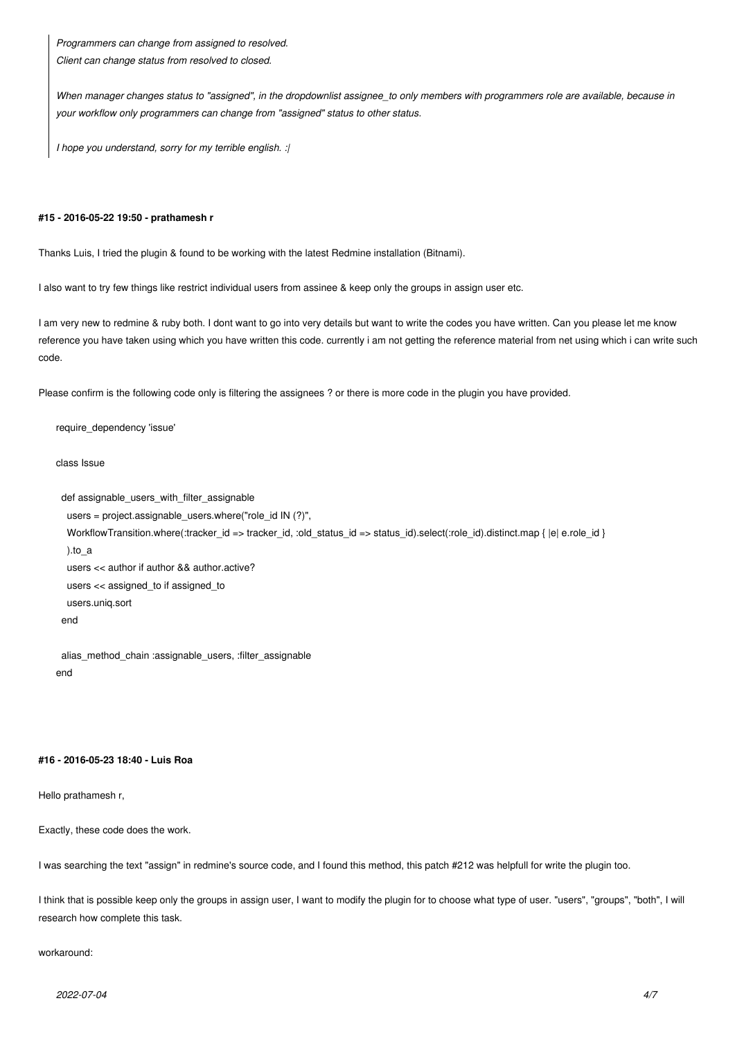> *Programmers can change from assigned to resolved.*
> *Client can change status from resolved to closed.*
>
> *When manager changes status to "assigned", in the dropdownlist assignee_to only members with programmers role are available, because in your workflow only programmers can change from "assigned" status to other status.*
>
> *I hope you understand, sorry for my terrible english. :|*

#### #15 - 2016-05-22 19:50 - prathamesh r

Thanks Luis, I tried the plugin & found to be working with the latest Redmine installation (Bitnami).

I also want to try few things like restrict individual users from assinee & keep only the groups in assign user etc.

I am very new to redmine & ruby both. I dont want to go into very details but want to write the codes you have written. Can you please let me know reference you have taken using which you have written this code. currently i am not getting the reference material from net using which i can write such code.

Please confirm is the following code only is filtering the assignees ? or there is more code in the plugin you have provided.

```
require_dependency 'issue'

class Issue

  def assignable_users_with_filter_assignable
    users = project.assignable_users.where("role_id IN (?)",
    WorkflowTransition.where(:tracker_id => tracker_id, :old_status_id => status_id).select(:role_id).distinct.map { |e| e.role_id }
    ).to_a
    users << author if author && author.active?
    users << assigned_to if assigned_to
    users.uniq.sort
  end

  alias_method_chain :assignable_users, :filter_assignable
end
```

#### #16 - 2016-05-23 18:40 - Luis Roa

Hello prathamesh r,

Exactly, these code does the work.

I was searching the text "assign" in redmine's source code, and I found this method, this patch #212 was helpfull for write the plugin too.

I think that is possible keep only the groups in assign user, I want to modify the plugin for to choose what type of user. "users", "groups", "both", I will research how complete this task.

workaround: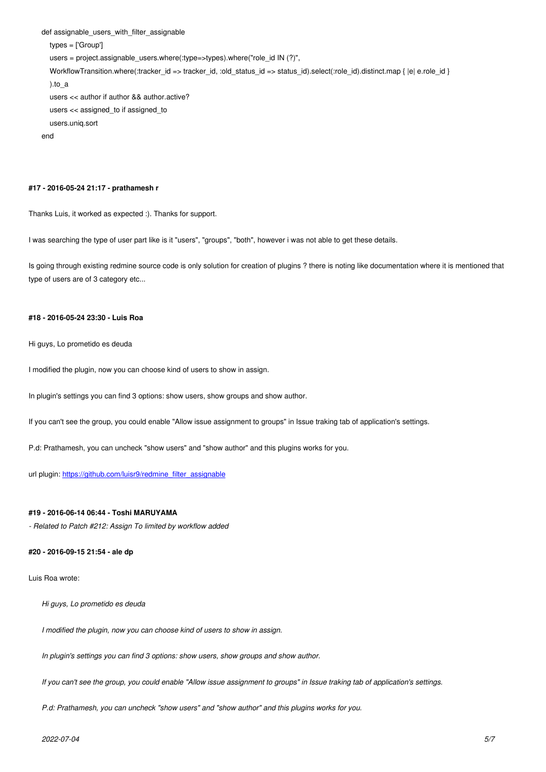```
def assignable_users_with_filter_assignable
  types = ['Group']
  users = project.assignable_users.where(:type=>types).where("role_id IN (?)",
  WorkflowTransition.where(:tracker_id => tracker_id, :old_status_id => status_id).select(:role_id).distinct.map { |e| e.role_id }
  ).to_a
  users << author if author && author.active?
  users << assigned_to if assigned_to
  users.uniq.sort
end
```

#### #17 - 2016-05-24 21:17 - prathamesh r

Thanks Luis, it worked as expected :). Thanks for support.

I was searching the type of user part like is it "users", "groups", "both", however i was not able to get these details.

Is going through existing redmine source code is only solution for creation of plugins ? there is noting like documentation where it is mentioned that type of users are of 3 category etc...

#### #18 - 2016-05-24 23:30 - Luis Roa

Hi guys, Lo prometido es deuda

I modified the plugin, now you can choose kind of users to show in assign.

In plugin's settings you can find 3 options: show users, show groups and show author.

If you can't see the group, you could enable "Allow issue assignment to groups" in Issue traking tab of application's settings.

P.d: Prathamesh, you can uncheck "show users" and "show author" and this plugins works for you.

url plugin: [https://github.com/luisr9/redmine_filter_assignable](https://github.com/luisr9/redmine_filter_assignable)

#### #19 - 2016-06-14 06:44 - Toshi MARUYAMA

*- Related to Patch #212: Assign To limited by workflow added*

#### #20 - 2016-09-15 21:54 - ale dp

Luis Roa wrote:

> *Hi guys, Lo prometido es deuda*
>
> *I modified the plugin, now you can choose kind of users to show in assign.*
>
> *In plugin's settings you can find 3 options: show users, show groups and show author.*
>
> *If you can't see the group, you could enable "Allow issue assignment to groups" in Issue traking tab of application's settings.*
>
> *P.d: Prathamesh, you can uncheck "show users" and "show author" and this plugins works for you.*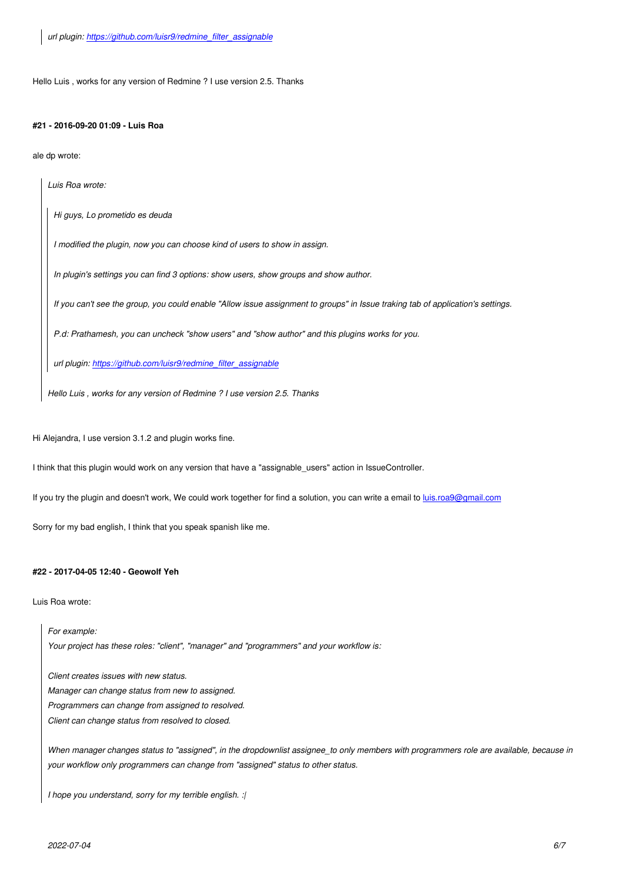> *url plugin: https://github.com/luisr9/redmine_filter_assignable*

Hello Luis , works for any version of Redmine ? I use version 2.5. Thanks

#### #21 - 2016-09-20 01:09 - Luis Roa

ale dp wrote:

> *Luis Roa wrote:*
>
> > *Hi guys, Lo prometido es deuda*
> >
> > *I modified the plugin, now you can choose kind of users to show in assign.*
> >
> > *In plugin's settings you can find 3 options: show users, show groups and show author.*
> >
> > *If you can't see the group, you could enable "Allow issue assignment to groups" in Issue traking tab of application's settings.*
> >
> > *P.d: Prathamesh, you can uncheck "show users" and "show author" and this plugins works for you.*
> >
> > *url plugin: https://github.com/luisr9/redmine_filter_assignable*
>
> *Hello Luis , works for any version of Redmine ? I use version 2.5. Thanks*

Hi Alejandra, I use version 3.1.2 and plugin works fine.

I think that this plugin would work on any version that have a "assignable_users" action in IssueController.

If you try the plugin and doesn't work, We could work together for find a solution, you can write a email to luis.roa9@gmail.com

Sorry for my bad english, I think that you speak spanish like me.

#### #22 - 2017-04-05 12:40 - Geowolf Yeh

Luis Roa wrote:

> *For example:*
> *Your project has these roles: "client", "manager" and "programmers" and your workflow is:*
>
> *Client creates issues with new status.*
> *Manager can change status from new to assigned.*
> *Programmers can change from assigned to resolved.*
> *Client can change status from resolved to closed.*
>
> *When manager changes status to "assigned", in the dropdownlist assignee_to only members with programmers role are available, because in your workflow only programmers can change from "assigned" status to other status.*
>
> *I hope you understand, sorry for my terrible english. :|*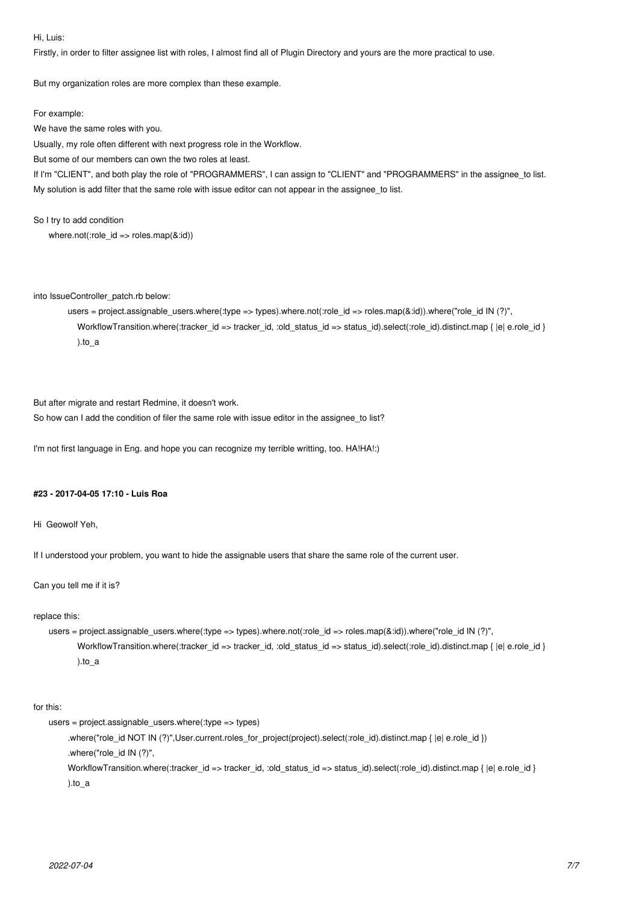Hi, Luis:

Firstly, in order to filter assignee list with roles, I almost find all of Plugin Directory and yours are the more practical to use.

But my organization roles are more complex than these example.

For example:

We have the same roles with you.

Usually, my role often different with next progress role in the Workflow.

But some of our members can own the two roles at least.

If I'm "CLIENT", and both play the role of "PROGRAMMERS", I can assign to "CLIENT" and "PROGRAMMERS" in the assignee_to list.

My solution is add filter that the same role with issue editor can not appear in the assignee_to list.

So I try to add condition

```
where.not(:role_id => roles.map(&:id))
```

into IssueController_patch.rb below:

```
users = project.assignable_users.where(:type => types).where.not(:role_id => roles.map(&:id)).where("role_id IN (?)",
  WorkflowTransition.where(:tracker_id => tracker_id, :old_status_id => status_id).select(:role_id).distinct.map { |e| e.role_id }
  ).to_a
```

But after migrate and restart Redmine, it doesn't work.

So how can I add the condition of filer the same role with issue editor in the assignee_to list?

I'm not first language in Eng. and hope you can recognize my terrible writting, too. HA!HA!:)

#### #23 - 2017-04-05 17:10 - Luis Roa

Hi Geowolf Yeh,

If I understood your problem, you want to hide the assignable users that share the same role of the current user.

Can you tell me if it is?

replace this:

```
users = project.assignable_users.where(:type => types).where.not(:role_id => roles.map(&:id)).where("role_id IN (?)",
    WorkflowTransition.where(:tracker_id => tracker_id, :old_status_id => status_id).select(:role_id).distinct.map { |e| e.role_id }
    ).to_a
```

for this:

```
users = project.assignable_users.where(:type => types)
  .where("role_id NOT IN (?)",User.current.roles_for_project(project).select(:role_id).distinct.map { |e| e.role_id })
  .where("role_id IN (?)",
  WorkflowTransition.where(:tracker_id => tracker_id, :old_status_id => status_id).select(:role_id).distinct.map { |e| e.role_id }
  ).to_a
```